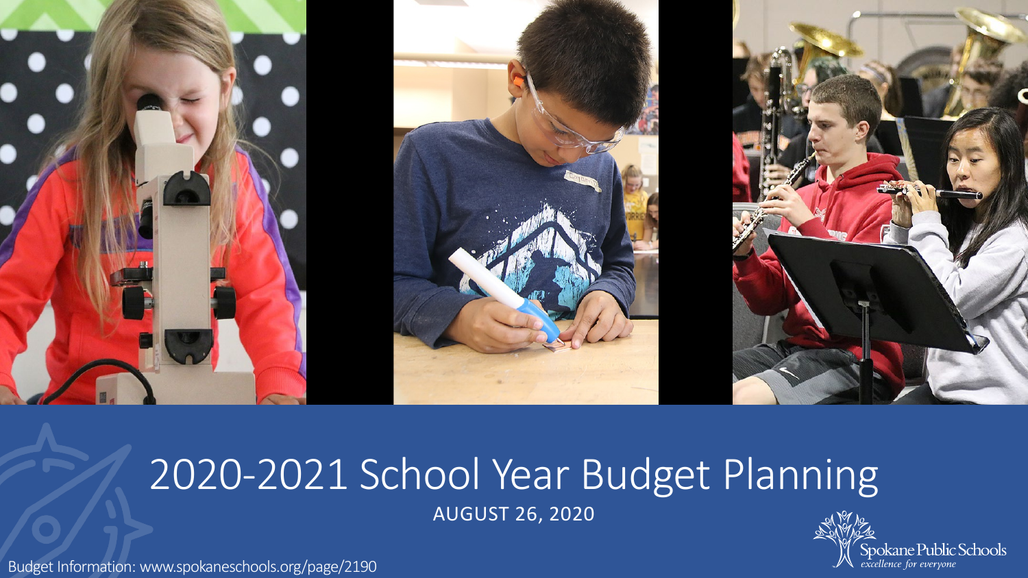# 2020-2021 School Year Budget Planning

AUGUST 26, 2020

Spokane Public Schools
*excellence for everyone*

Budget Information: www.spokaneschools.org/page/2190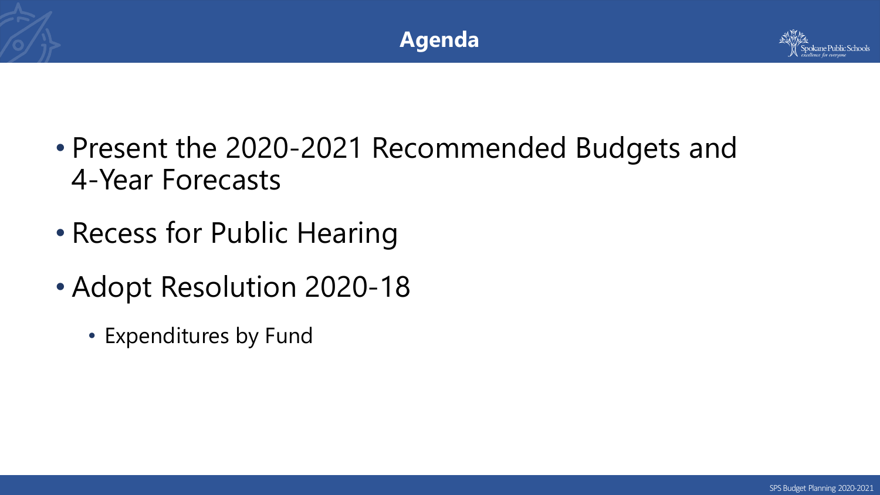# Agenda

- Present the 2020-2021 Recommended Budgets and 4-Year Forecasts
- Recess for Public Hearing
- Adopt Resolution 2020-18
  - Expenditures by Fund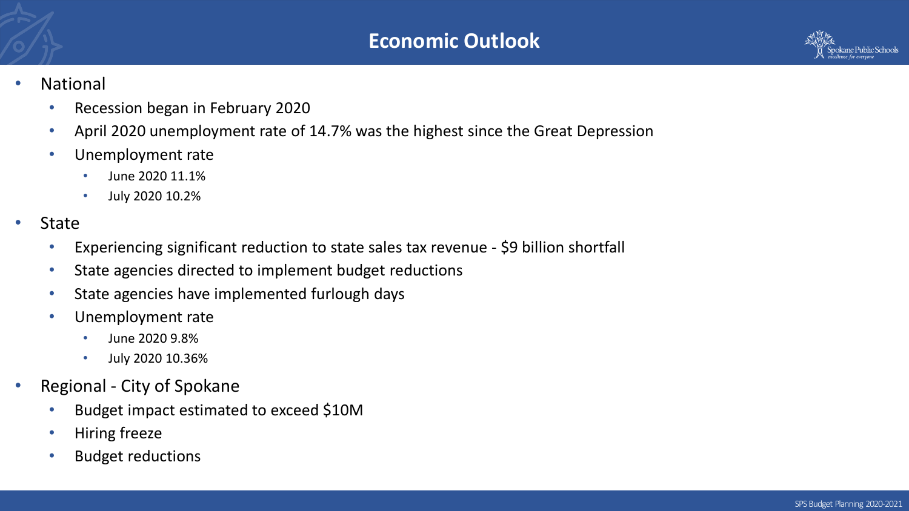# Economic Outlook

- National
  - Recession began in February 2020
  - April 2020 unemployment rate of 14.7% was the highest since the Great Depression
  - Unemployment rate
    - June 2020 11.1%
    - July 2020 10.2%
- State
  - Experiencing significant reduction to state sales tax revenue - $9 billion shortfall
  - State agencies directed to implement budget reductions
  - State agencies have implemented furlough days
  - Unemployment rate
    - June 2020 9.8%
    - July 2020 10.36%
- Regional - City of Spokane
  - Budget impact estimated to exceed $10M
  - Hiring freeze
  - Budget reductions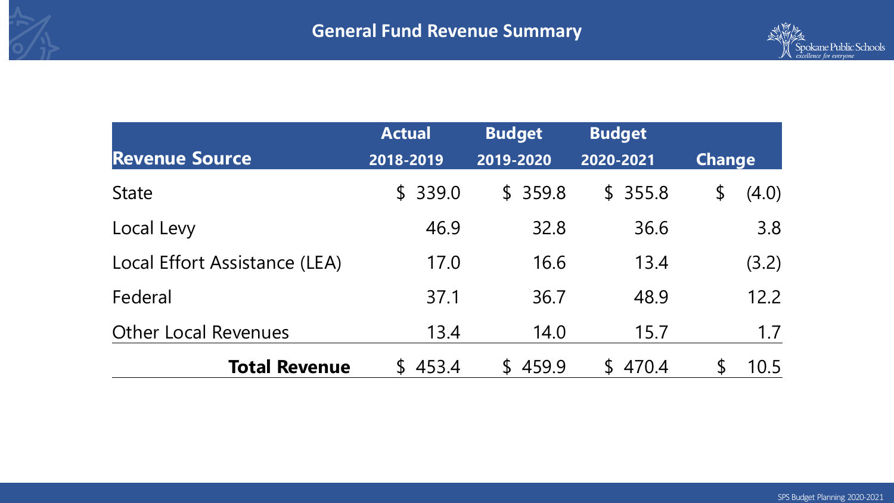# General Fund Revenue Summary

| Revenue Source | Actual 2018-2019 | Budget 2019-2020 | Budget 2020-2021 | Change |
|---|---|---|---|---|
| State | $ 339.0 | $ 359.8 | $ 355.8 | $ (4.0) |
| Local Levy | 46.9 | 32.8 | 36.6 | 3.8 |
| Local Effort Assistance (LEA) | 17.0 | 16.6 | 13.4 | (3.2) |
| Federal | 37.1 | 36.7 | 48.9 | 12.2 |
| Other Local Revenues | 13.4 | 14.0 | 15.7 | 1.7 |
| **Total Revenue** | $ 453.4 | $ 459.9 | $ 470.4 | $ 10.5 |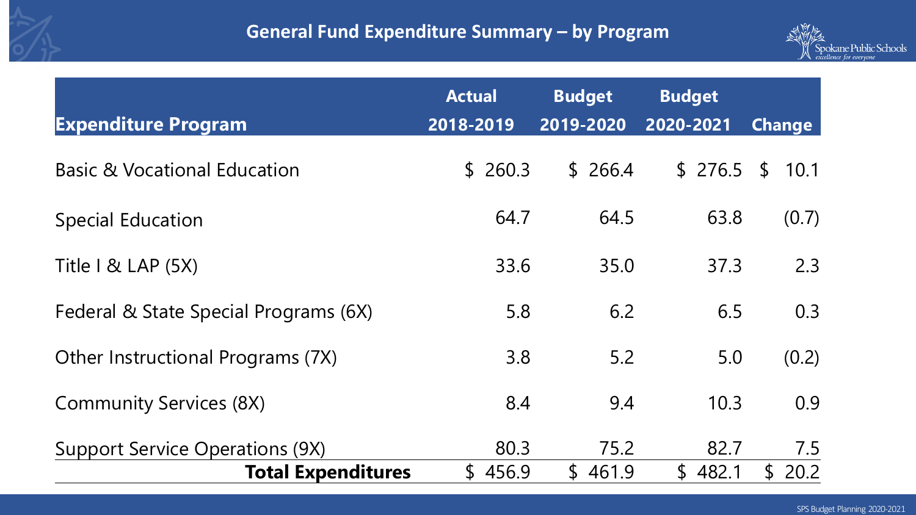# General Fund Expenditure Summary – by Program

| Expenditure Program | Actual 2018-2019 | Budget 2019-2020 | Budget 2020-2021 | Change |
|---|---|---|---|---|
| Basic & Vocational Education | $ 260.3 | $ 266.4 | $ 276.5 | $ 10.1 |
| Special Education | 64.7 | 64.5 | 63.8 | (0.7) |
| Title I & LAP (5X) | 33.6 | 35.0 | 37.3 | 2.3 |
| Federal & State Special Programs (6X) | 5.8 | 6.2 | 6.5 | 0.3 |
| Other Instructional Programs (7X) | 3.8 | 5.2 | 5.0 | (0.2) |
| Community Services (8X) | 8.4 | 9.4 | 10.3 | 0.9 |
| Support Service Operations (9X) | 80.3 | 75.2 | 82.7 | 7.5 |
| **Total Expenditures** | $ 456.9 | $ 461.9 | $ 482.1 | $ 20.2 |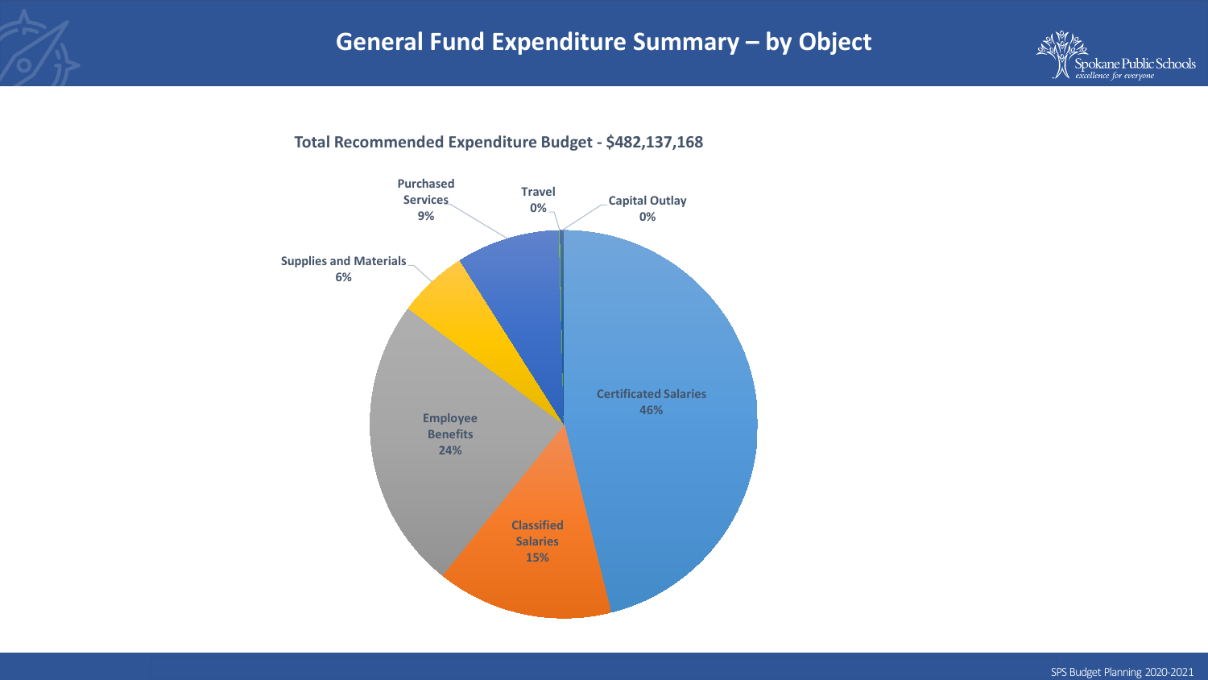# General Fund Expenditure Summary – by Object

**Total Recommended Expenditure Budget - $482,137,168**

| Object | Percentage |
| --- | --- |
| Certificated Salaries | 46% |
| Classified Salaries | 15% |
| Employee Benefits | 24% |
| Supplies and Materials | 6% |
| Purchased Services | 9% |
| Travel | 0% |
| Capital Outlay | 0% |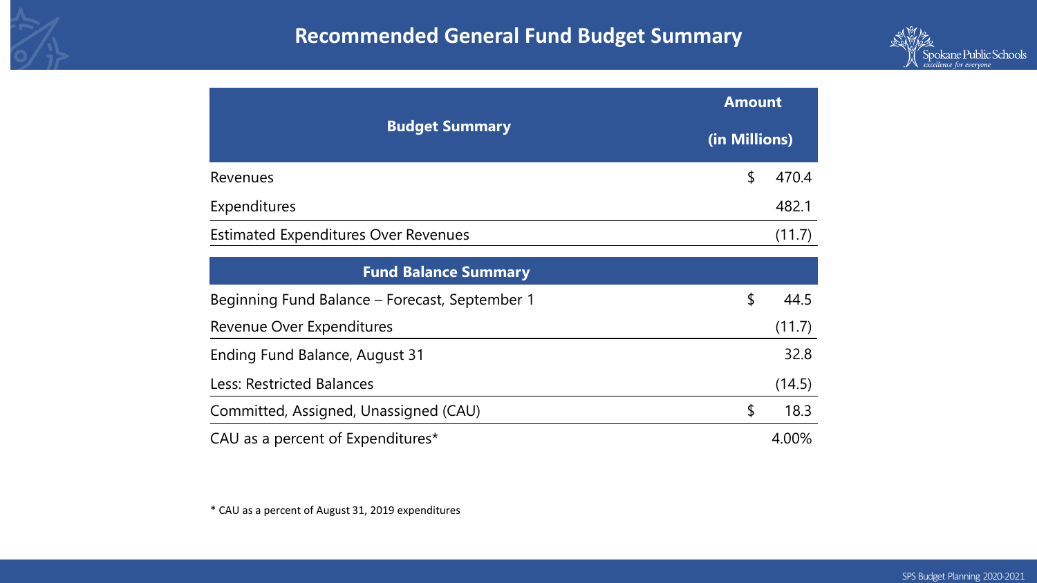# Recommended General Fund Budget Summary

| Budget Summary | Amount (in Millions) |
|---|---|
| Revenues | $ 470.4 |
| Expenditures | 482.1 |
| Estimated Expenditures Over Revenues | (11.7) |
| **Fund Balance Summary** | |
| Beginning Fund Balance – Forecast, September 1 | $ 44.5 |
| Revenue Over Expenditures | (11.7) |
| Ending Fund Balance, August 31 | 32.8 |
| Less: Restricted Balances | (14.5) |
| Committed, Assigned, Unassigned (CAU) | $ 18.3 |
| CAU as a percent of Expenditures* | 4.00% |

* CAU as a percent of August 31, 2019 expenditures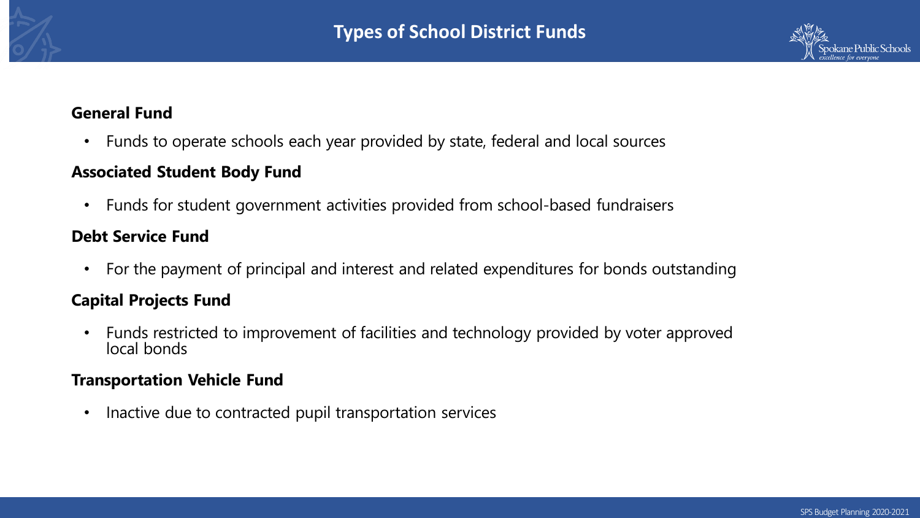# Types of School District Funds

**General Fund**

- Funds to operate schools each year provided by state, federal and local sources

**Associated Student Body Fund**

- Funds for student government activities provided from school-based fundraisers

**Debt Service Fund**

- For the payment of principal and interest and related expenditures for bonds outstanding

**Capital Projects Fund**

- Funds restricted to improvement of facilities and technology provided by voter approved local bonds

**Transportation Vehicle Fund**

- Inactive due to contracted pupil transportation services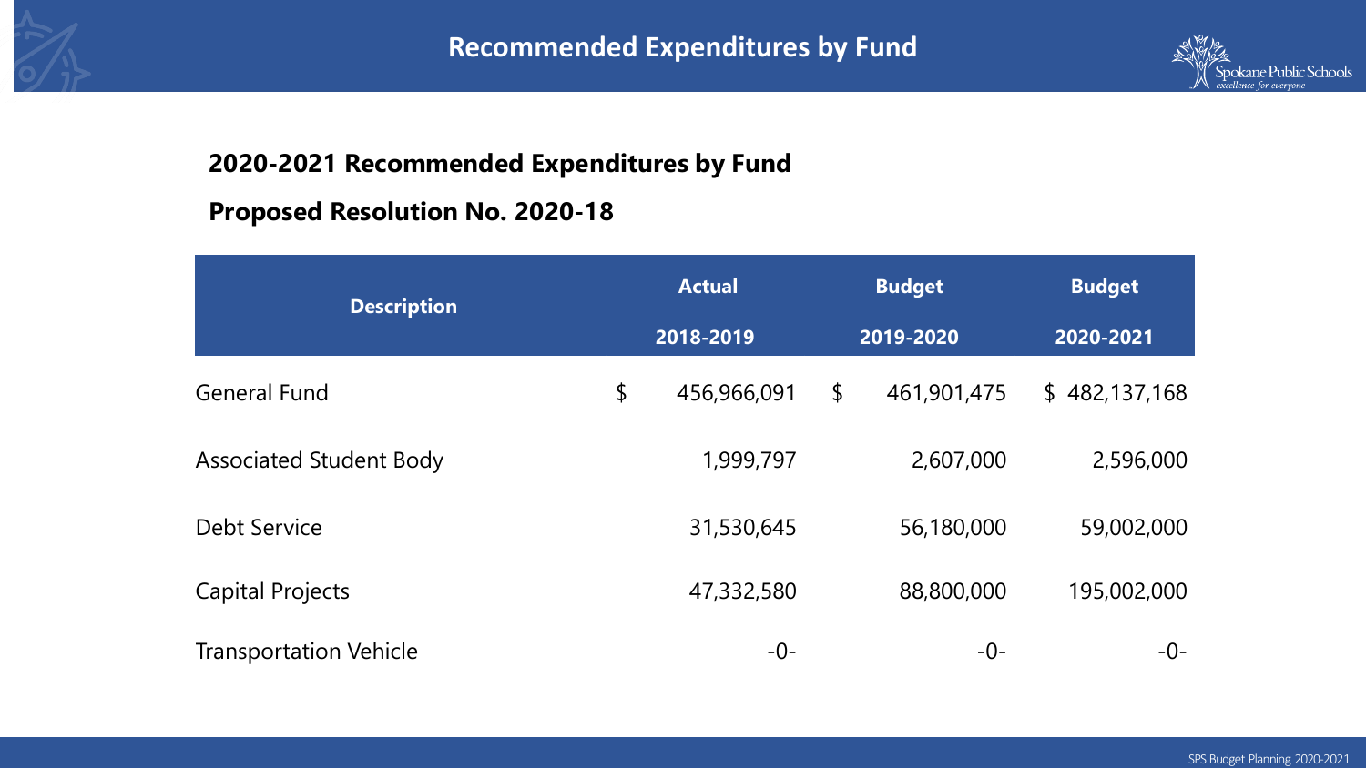# Recommended Expenditures by Fund

## 2020-2021 Recommended Expenditures by Fund

## Proposed Resolution No. 2020-18

| Description | Actual 2018-2019 | Budget 2019-2020 | Budget 2020-2021 |
|---|---|---|---|
| General Fund | $ 456,966,091 | $ 461,901,475 | $ 482,137,168 |
| Associated Student Body | 1,999,797 | 2,607,000 | 2,596,000 |
| Debt Service | 31,530,645 | 56,180,000 | 59,002,000 |
| Capital Projects | 47,332,580 | 88,800,000 | 195,002,000 |
| Transportation Vehicle | -0- | -0- | -0- |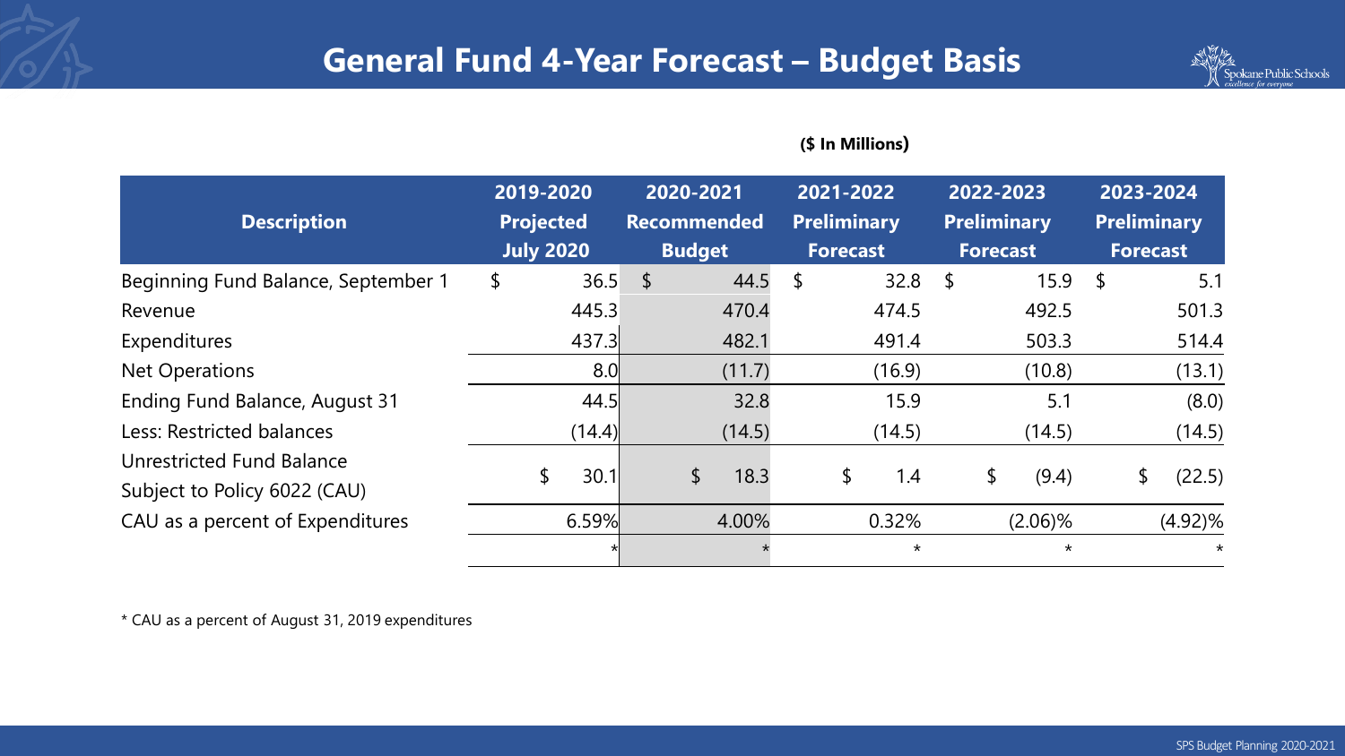# General Fund 4-Year Forecast – Budget Basis

**($ In Millions)**

| Description | 2019-2020 Projected July 2020 | 2020-2021 Recommended Budget | 2021-2022 Preliminary Forecast | 2022-2023 Preliminary Forecast | 2023-2024 Preliminary Forecast |
|---|---|---|---|---|---|
| Beginning Fund Balance, September 1 | $ 36.5 | $ 44.5 | $ 32.8 | $ 15.9 | $ 5.1 |
| Revenue | 445.3 | 470.4 | 474.5 | 492.5 | 501.3 |
| Expenditures | 437.3 | 482.1 | 491.4 | 503.3 | 514.4 |
| Net Operations | 8.0 | (11.7) | (16.9) | (10.8) | (13.1) |
| Ending Fund Balance, August 31 | 44.5 | 32.8 | 15.9 | 5.1 | (8.0) |
| Less: Restricted balances | (14.4) | (14.5) | (14.5) | (14.5) | (14.5) |
| Unrestricted Fund Balance Subject to Policy 6022 (CAU) | $ 30.1 | $ 18.3 | $ 1.4 | $ (9.4) | $ (22.5) |
| CAU as a percent of Expenditures | 6.59% | 4.00% | 0.32% | (2.06)% | (4.92)% |
| | * | * | * | * | * |

\* CAU as a percent of August 31, 2019 expenditures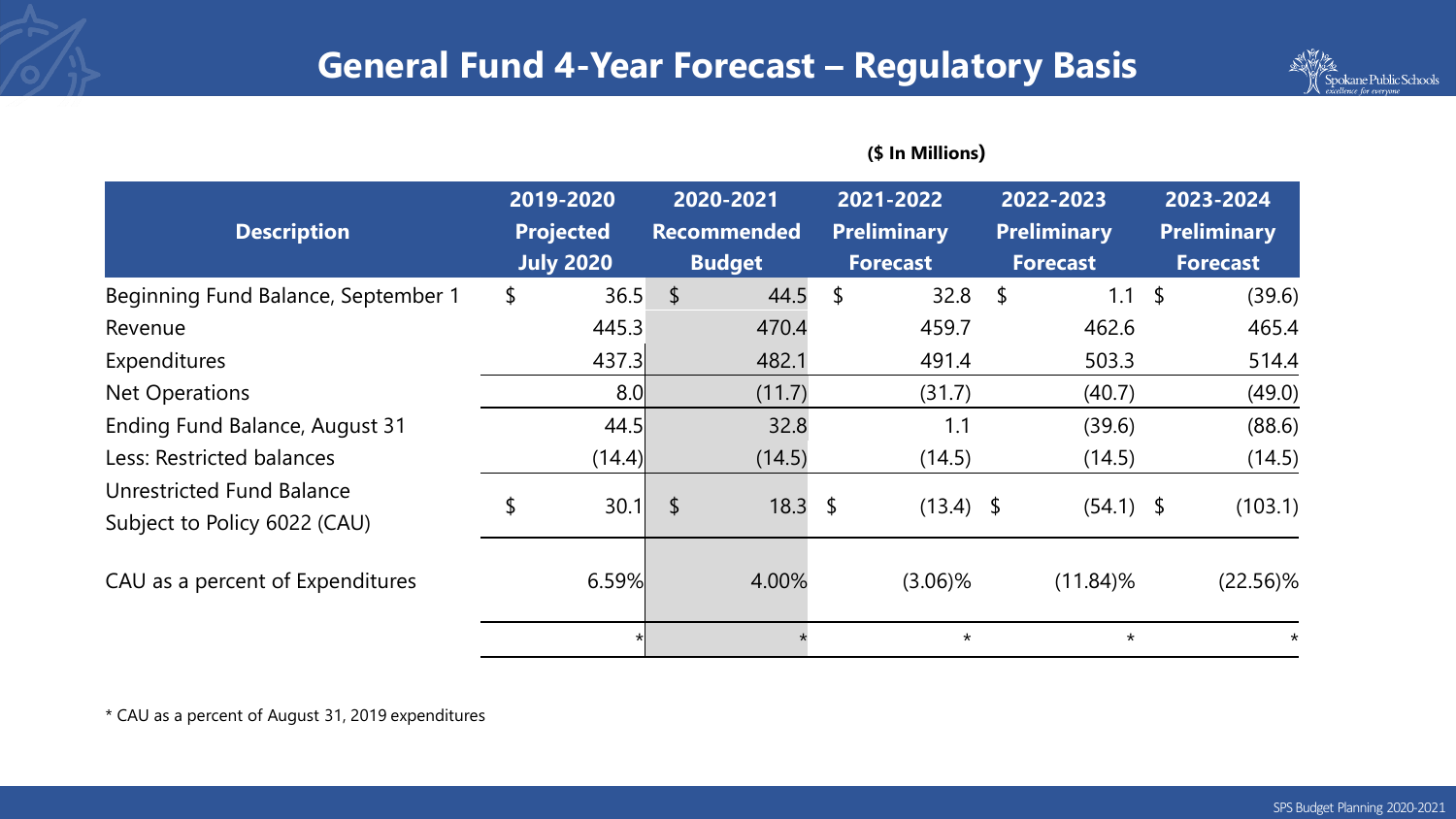# General Fund 4-Year Forecast – Regulatory Basis

**($ In Millions)**

| Description | 2019-2020 Projected July 2020 | 2020-2021 Recommended Budget | 2021-2022 Preliminary Forecast | 2022-2023 Preliminary Forecast | 2023-2024 Preliminary Forecast |
|---|---|---|---|---|---|
| Beginning Fund Balance, September 1 | $ 36.5 | $ 44.5 | $ 32.8 | $ 1.1 | $ (39.6) |
| Revenue | 445.3 | 470.4 | 459.7 | 462.6 | 465.4 |
| Expenditures | 437.3 | 482.1 | 491.4 | 503.3 | 514.4 |
| Net Operations | 8.0 | (11.7) | (31.7) | (40.7) | (49.0) |
| Ending Fund Balance, August 31 | 44.5 | 32.8 | 1.1 | (39.6) | (88.6) |
| Less: Restricted balances | (14.4) | (14.5) | (14.5) | (14.5) | (14.5) |
| Unrestricted Fund Balance Subject to Policy 6022 (CAU) | $ 30.1 | $ 18.3 | $ (13.4) | $ (54.1) | $ (103.1) |
| CAU as a percent of Expenditures | 6.59% | 4.00% | (3.06)% | (11.84)% | (22.56)% |
| | * | * | * | * | * |

* CAU as a percent of August 31, 2019 expenditures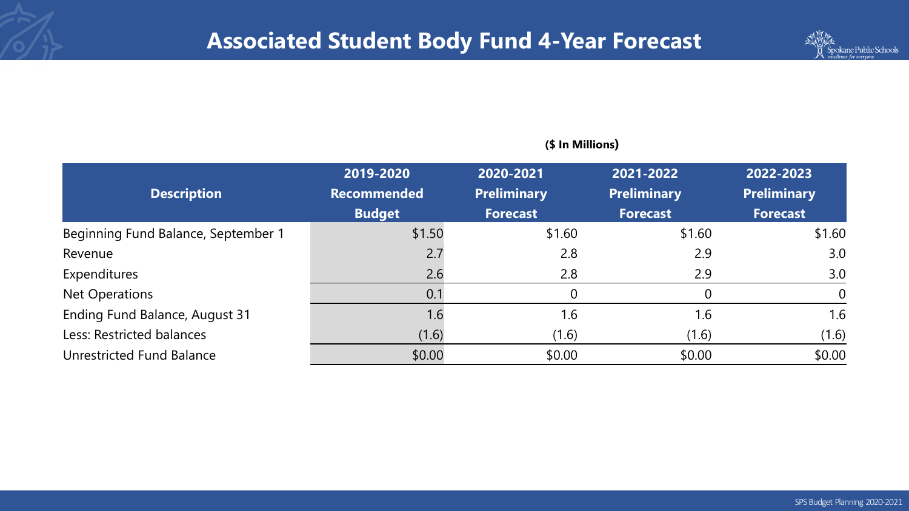# Associated Student Body Fund 4-Year Forecast

**($ In Millions)**

| Description | 2019-2020 Recommended Budget | 2020-2021 Preliminary Forecast | 2021-2022 Preliminary Forecast | 2022-2023 Preliminary Forecast |
|---|---|---|---|---|
| Beginning Fund Balance, September 1 | $1.50 | $1.60 | $1.60 | $1.60 |
| Revenue | 2.7 | 2.8 | 2.9 | 3.0 |
| Expenditures | 2.6 | 2.8 | 2.9 | 3.0 |
| Net Operations | 0.1 | 0 | 0 | 0 |
| Ending Fund Balance, August 31 | 1.6 | 1.6 | 1.6 | 1.6 |
| Less: Restricted balances | (1.6) | (1.6) | (1.6) | (1.6) |
| Unrestricted Fund Balance | $0.00 | $0.00 | $0.00 | $0.00 |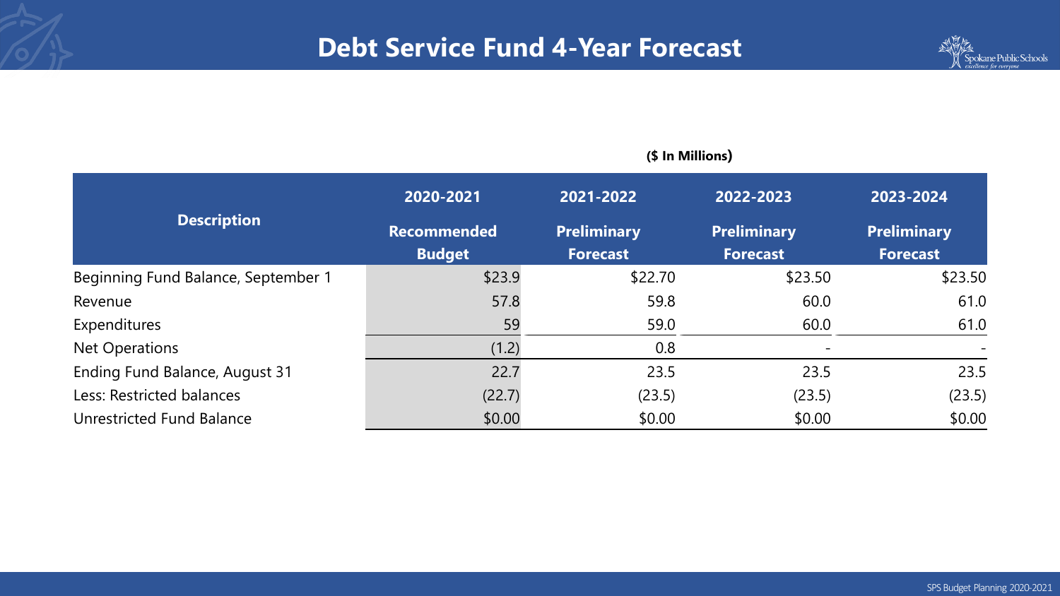# Debt Service Fund 4-Year Forecast

($ In Millions)

| Description | 2020-2021 Recommended Budget | 2021-2022 Preliminary Forecast | 2022-2023 Preliminary Forecast | 2023-2024 Preliminary Forecast |
|---|---|---|---|---|
| Beginning Fund Balance, September 1 | $23.9 | $22.70 | $23.50 | $23.50 |
| Revenue | 57.8 | 59.8 | 60.0 | 61.0 |
| Expenditures | 59 | 59.0 | 60.0 | 61.0 |
| Net Operations | (1.2) | 0.8 | - | - |
| Ending Fund Balance, August 31 | 22.7 | 23.5 | 23.5 | 23.5 |
| Less: Restricted balances | (22.7) | (23.5) | (23.5) | (23.5) |
| Unrestricted Fund Balance | $0.00 | $0.00 | $0.00 | $0.00 |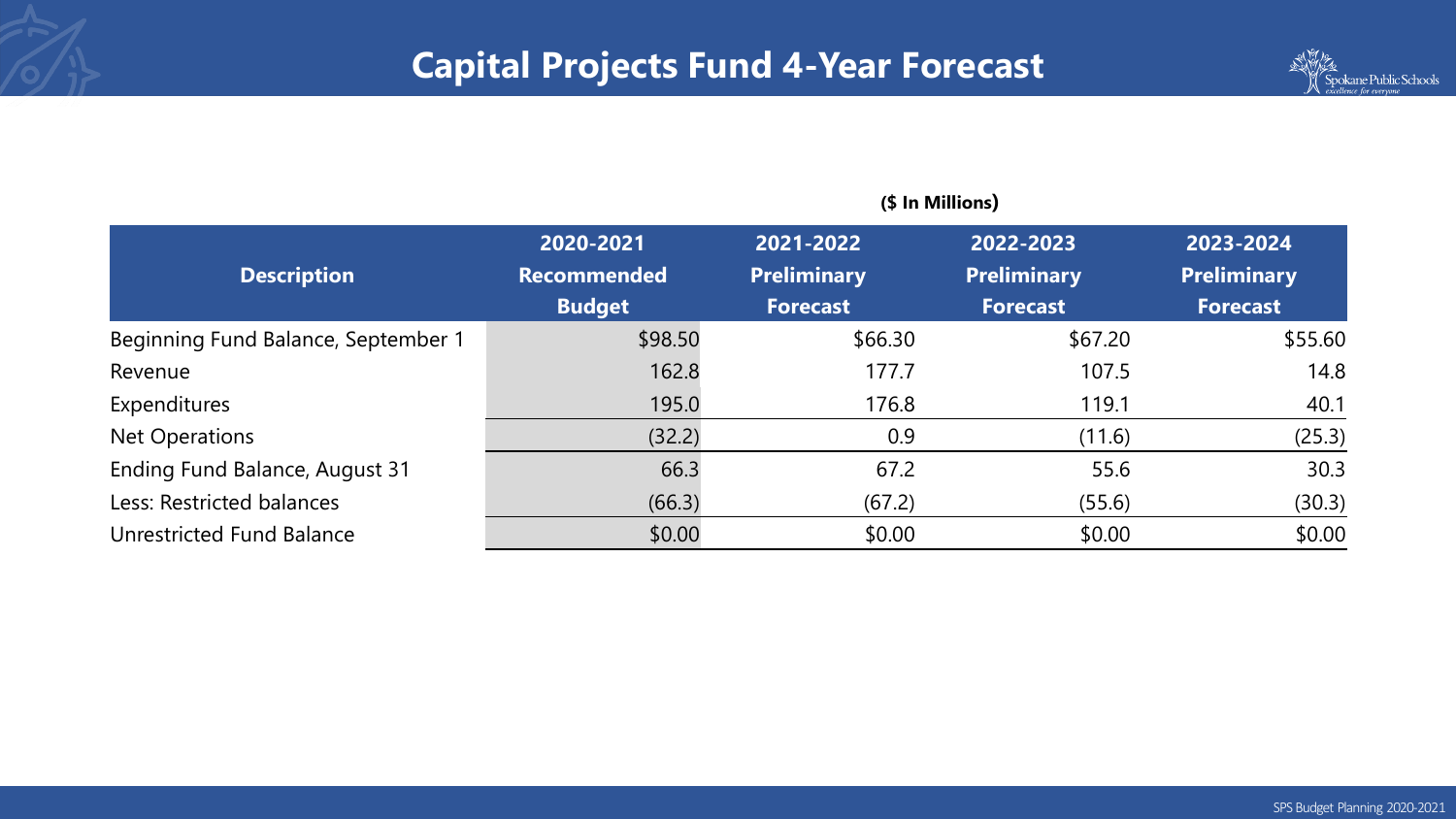# Capital Projects Fund 4-Year Forecast

($ In Millions)

| Description | 2020-2021 Recommended Budget | 2021-2022 Preliminary Forecast | 2022-2023 Preliminary Forecast | 2023-2024 Preliminary Forecast |
|---|---|---|---|---|
| Beginning Fund Balance, September 1 | $98.50 | $66.30 | $67.20 | $55.60 |
| Revenue | 162.8 | 177.7 | 107.5 | 14.8 |
| Expenditures | 195.0 | 176.8 | 119.1 | 40.1 |
| Net Operations | (32.2) | 0.9 | (11.6) | (25.3) |
| Ending Fund Balance, August 31 | 66.3 | 67.2 | 55.6 | 30.3 |
| Less: Restricted balances | (66.3) | (67.2) | (55.6) | (30.3) |
| Unrestricted Fund Balance | $0.00 | $0.00 | $0.00 | $0.00 |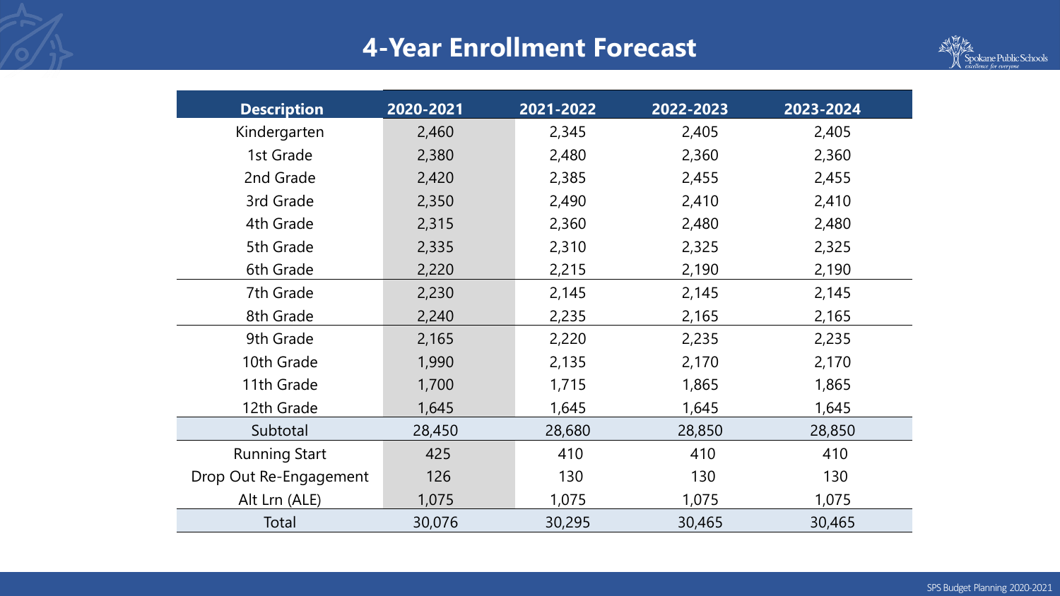# 4-Year Enrollment Forecast

| Description | 2020-2021 | 2021-2022 | 2022-2023 | 2023-2024 |
|---|---|---|---|---|
| Kindergarten | 2,460 | 2,345 | 2,405 | 2,405 |
| 1st Grade | 2,380 | 2,480 | 2,360 | 2,360 |
| 2nd Grade | 2,420 | 2,385 | 2,455 | 2,455 |
| 3rd Grade | 2,350 | 2,490 | 2,410 | 2,410 |
| 4th Grade | 2,315 | 2,360 | 2,480 | 2,480 |
| 5th Grade | 2,335 | 2,310 | 2,325 | 2,325 |
| 6th Grade | 2,220 | 2,215 | 2,190 | 2,190 |
| 7th Grade | 2,230 | 2,145 | 2,145 | 2,145 |
| 8th Grade | 2,240 | 2,235 | 2,165 | 2,165 |
| 9th Grade | 2,165 | 2,220 | 2,235 | 2,235 |
| 10th Grade | 1,990 | 2,135 | 2,170 | 2,170 |
| 11th Grade | 1,700 | 1,715 | 1,865 | 1,865 |
| 12th Grade | 1,645 | 1,645 | 1,645 | 1,645 |
| Subtotal | 28,450 | 28,680 | 28,850 | 28,850 |
| Running Start | 425 | 410 | 410 | 410 |
| Drop Out Re-Engagement | 126 | 130 | 130 | 130 |
| Alt Lrn (ALE) | 1,075 | 1,075 | 1,075 | 1,075 |
| Total | 30,076 | 30,295 | 30,465 | 30,465 |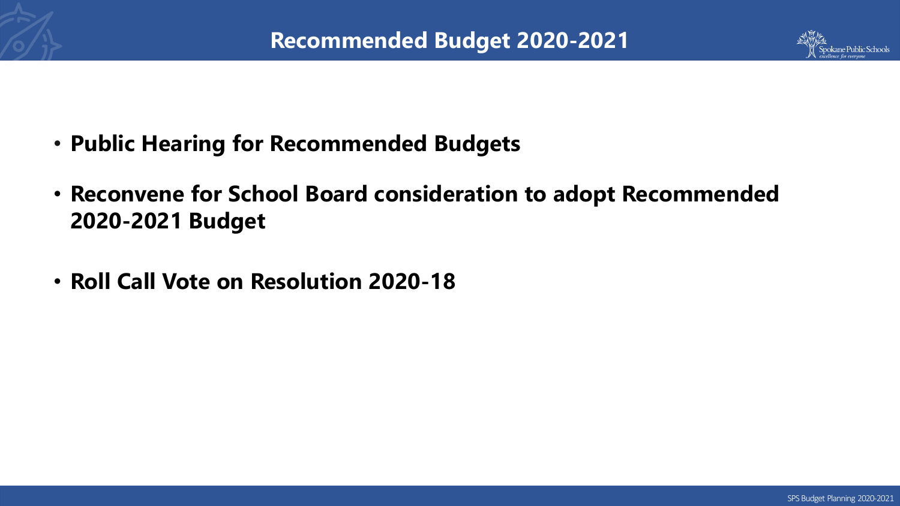# Recommended Budget 2020-2021

- **Public Hearing for Recommended Budgets**
- **Reconvene for School Board consideration to adopt Recommended 2020-2021 Budget**
- **Roll Call Vote on Resolution 2020-18**